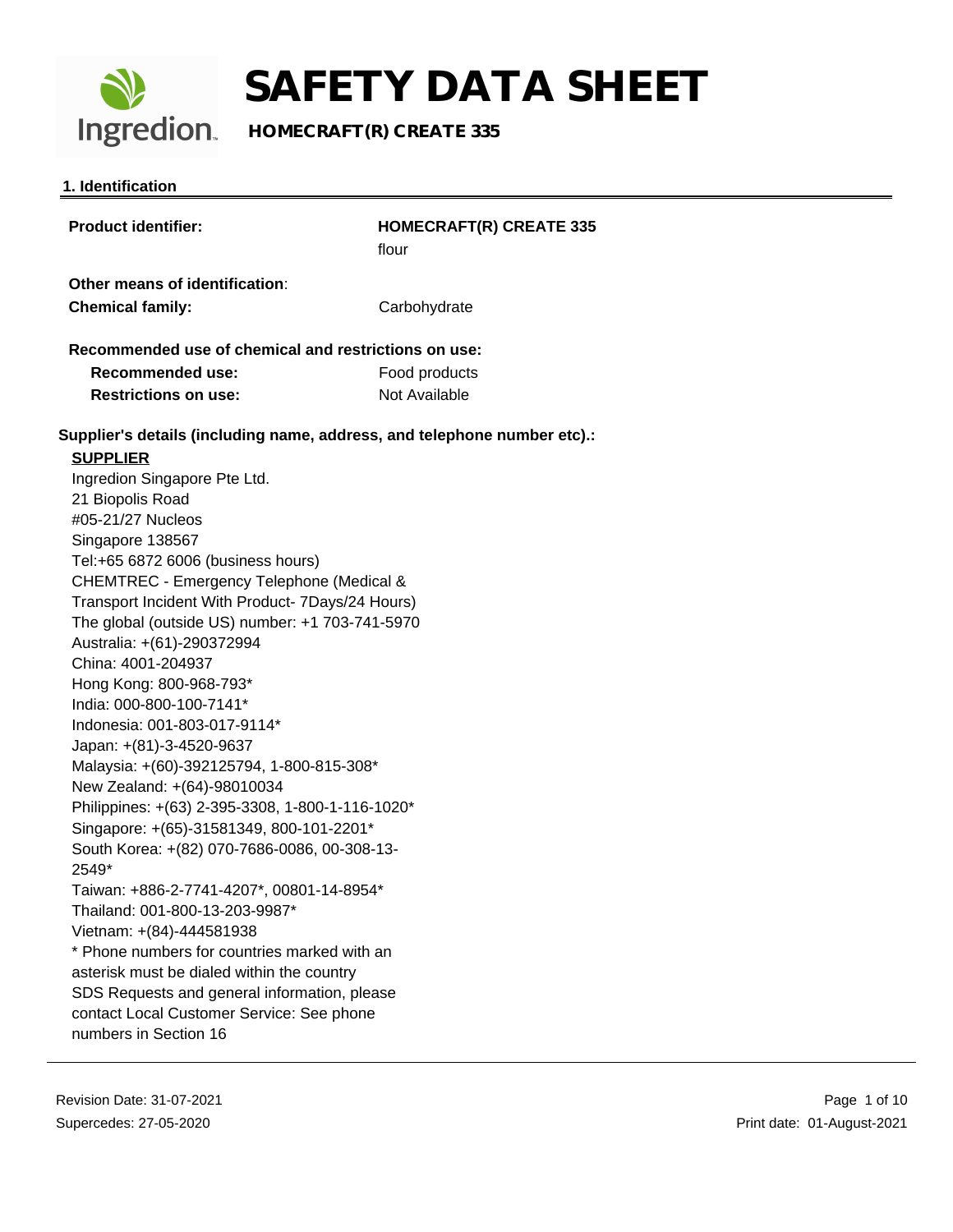# SAFETY DATA SHEET

## HOMECRAFT(R) CREATE 335

### 1. Identification

| | |
|---|---|
| **Product identifier:** | **HOMECRAFT(R) CREATE 335** flour |
| **Other means of identification**: | |
| **Chemical family:** | Carbohydrate |

**Recommended use of chemical and restrictions on use:**

| | |
|---|---|
| **Recommended use:** | Food products |
| **Restrictions on use:** | Not Available |

**Supplier's details (including name, address, and telephone number etc).:**

**SUPPLIER**

Ingredion Singapore Pte Ltd.
21 Biopolis Road
#05-21/27 Nucleos
Singapore 138567
Tel:+65 6872 6006 (business hours)
CHEMTREC - Emergency Telephone (Medical & Transport Incident With Product- 7Days/24 Hours)
The global (outside US) number: +1 703-741-5970
Australia: +(61)-290372994
China: 4001-204937
Hong Kong: 800-968-793*
India: 000-800-100-7141*
Indonesia: 001-803-017-9114*
Japan: +(81)-3-4520-9637
Malaysia: +(60)-392125794, 1-800-815-308*
New Zealand: +(64)-98010034
Philippines: +(63) 2-395-3308, 1-800-1-116-1020*
Singapore: +(65)-31581349, 800-101-2201*
South Korea: +(82) 070-7686-0086, 00-308-13-2549*
Taiwan: +886-2-7741-4207*, 00801-14-8954*
Thailand: 001-800-13-203-9987*
Vietnam: +(84)-444581938
* Phone numbers for countries marked with an asterisk must be dialed within the country
SDS Requests and general information, please contact Local Customer Service: See phone numbers in Section 16

Revision Date: 31-07-2021
Supercedes: 27-05-2020
Print date: 01-August-2021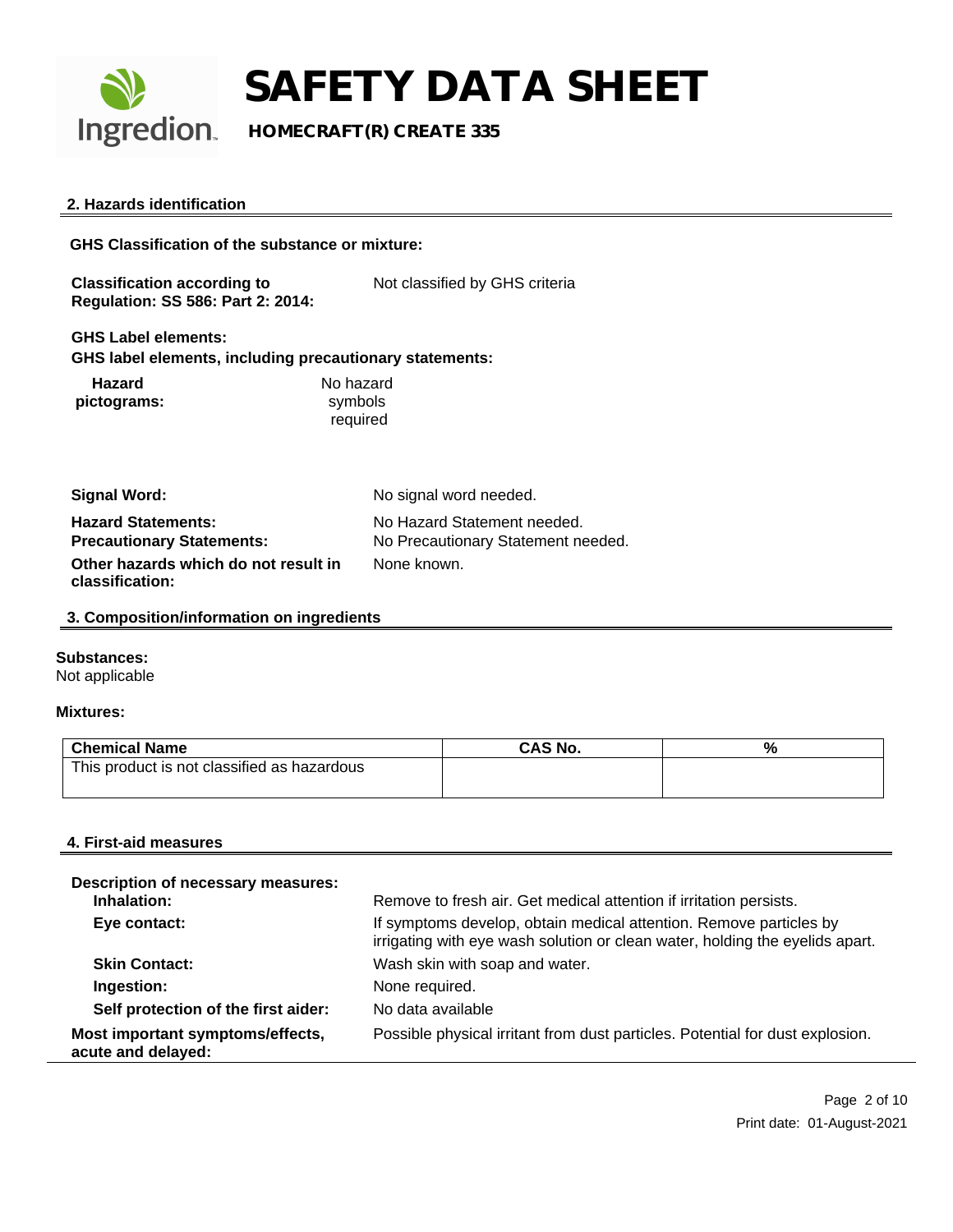## 2. Hazards identification

**GHS Classification of the substance or mixture:**

**Classification according to Regulation: SS 586: Part 2: 2014:** Not classified by GHS criteria

**GHS Label elements:**

**GHS label elements, including precautionary statements:**

**Hazard pictograms:** No hazard symbols required

**Signal Word:** No signal word needed.

**Hazard Statements:** No Hazard Statement needed.

**Precautionary Statements:** No Precautionary Statement needed.

**Other hazards which do not result in classification:** None known.

## 3. Composition/information on ingredients

**Substances:**

Not applicable

**Mixtures:**

| Chemical Name | CAS No. | % |
|---|---|---|
| This product is not classified as hazardous | | |

## 4. First-aid measures

**Description of necessary measures:**

**Inhalation:** Remove to fresh air. Get medical attention if irritation persists.

**Eye contact:** If symptoms develop, obtain medical attention. Remove particles by irrigating with eye wash solution or clean water, holding the eyelids apart.

**Skin Contact:** Wash skin with soap and water.

**Ingestion:** None required.

**Self protection of the first aider:** No data available

**Most important symptoms/effects, acute and delayed:** Possible physical irritant from dust particles. Potential for dust explosion.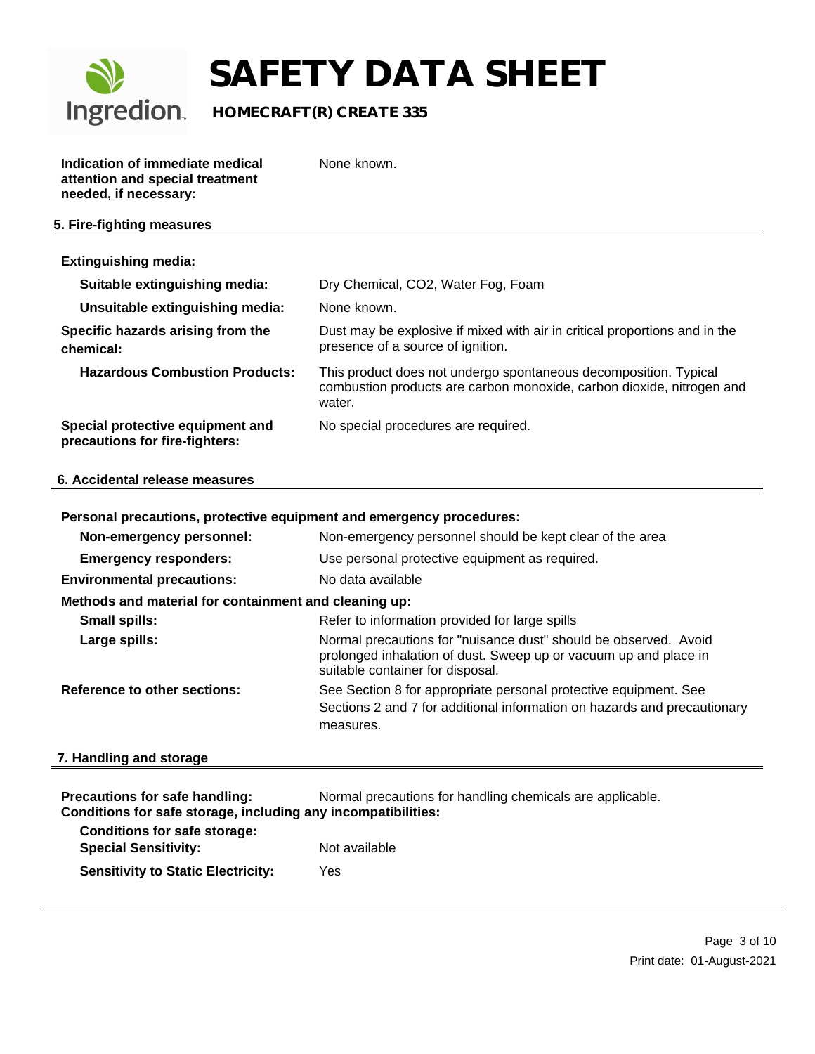**Indication of immediate medical attention and special treatment needed, if necessary:** None known.

## 5. Fire-fighting measures

**Extinguishing media:**

| | |
|---|---|
| **Suitable extinguishing media:** | Dry Chemical, $CO_2$, Water Fog, Foam |
| **Unsuitable extinguishing media:** | None known. |
| **Specific hazards arising from the chemical:** | Dust may be explosive if mixed with air in critical proportions and in the presence of a source of ignition. |
| **Hazardous Combustion Products:** | This product does not undergo spontaneous decomposition. Typical combustion products are carbon monoxide, carbon dioxide, nitrogen and water. |
| **Special protective equipment and precautions for fire-fighters:** | No special procedures are required. |

## 6. Accidental release measures

**Personal precautions, protective equipment and emergency procedures:**

| | |
|---|---|
| **Non-emergency personnel:** | Non-emergency personnel should be kept clear of the area |
| **Emergency responders:** | Use personal protective equipment as required. |
| **Environmental precautions:** | No data available |

**Methods and material for containment and cleaning up:**

| | |
|---|---|
| **Small spills:** | Refer to information provided for large spills |
| **Large spills:** | Normal precautions for "nuisance dust" should be observed. Avoid prolonged inhalation of dust. Sweep up or vacuum up and place in suitable container for disposal. |
| **Reference to other sections:** | See Section 8 for appropriate personal protective equipment. See Sections 2 and 7 for additional information on hazards and precautionary measures. |

## 7. Handling and storage

**Precautions for safe handling:** Normal precautions for handling chemicals are applicable.

**Conditions for safe storage, including any incompatibilities:**

**Conditions for safe storage:**

| | |
|---|---|
| **Special Sensitivity:** | Not available |
| **Sensitivity to Static Electricity:** | Yes |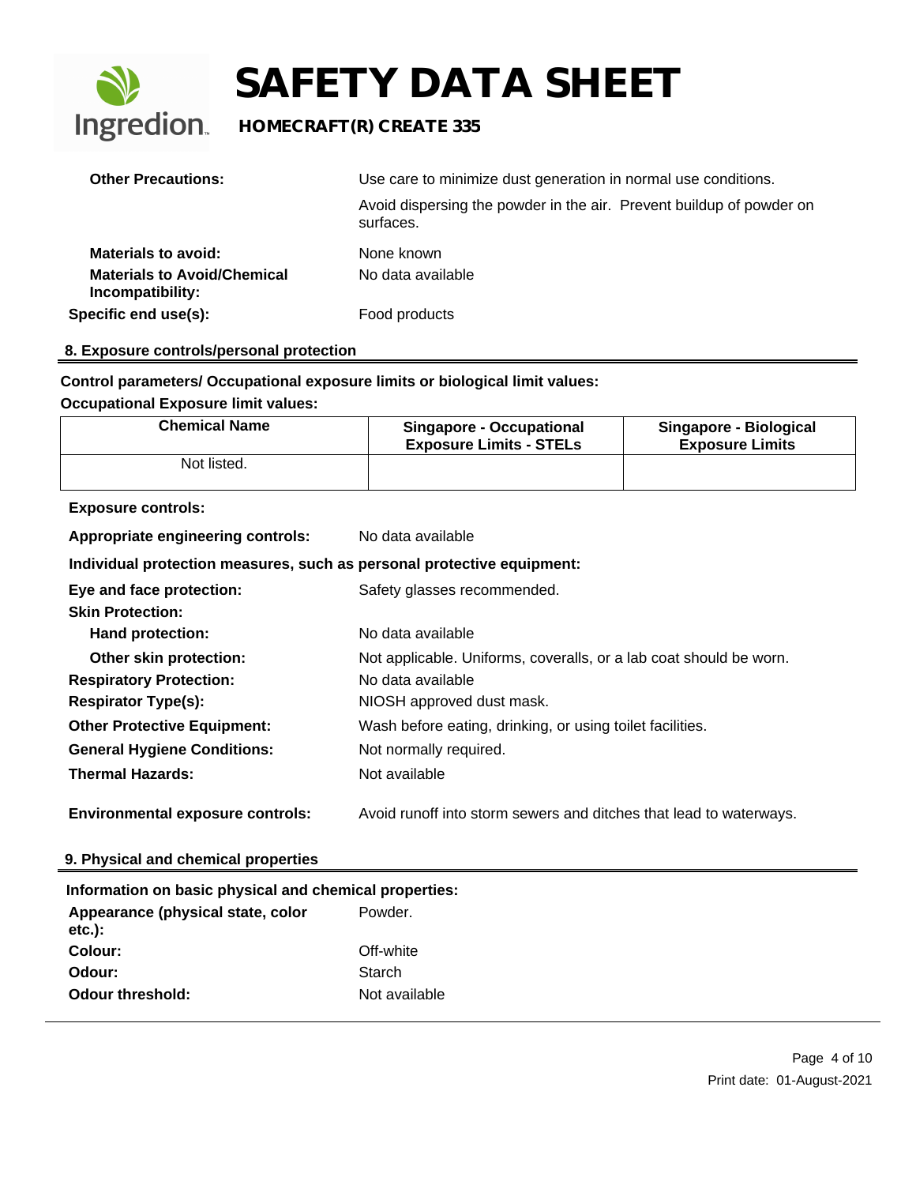| | |
|---|---|
| **Other Precautions:** | Use care to minimize dust generation in normal use conditions. Avoid dispersing the powder in the air. Prevent buildup of powder on surfaces. |
| **Materials to avoid:** | None known |
| **Materials to Avoid/Chemical Incompatibility:** | No data available |
| **Specific end use(s):** | Food products |

## 8. Exposure controls/personal protection

**Control parameters/ Occupational exposure limits or biological limit values:**

**Occupational Exposure limit values:**

| Chemical Name | Singapore - Occupational Exposure Limits - STELs | Singapore - Biological Exposure Limits |
|---|---|---|
| Not listed. | | |

**Exposure controls:**

| | |
|---|---|
| **Appropriate engineering controls:** | No data available |

**Individual protection measures, such as personal protective equipment:**

| | |
|---|---|
| **Eye and face protection:** | Safety glasses recommended. |
| **Skin Protection:** | |
| **Hand protection:** | No data available |
| **Other skin protection:** | Not applicable. Uniforms, coveralls, or a lab coat should be worn. |
| **Respiratory Protection:** | No data available |
| **Respirator Type(s):** | NIOSH approved dust mask. |
| **Other Protective Equipment:** | Wash before eating, drinking, or using toilet facilities. |
| **General Hygiene Conditions:** | Not normally required. |
| **Thermal Hazards:** | Not available |
| **Environmental exposure controls:** | Avoid runoff into storm sewers and ditches that lead to waterways. |

## 9. Physical and chemical properties

**Information on basic physical and chemical properties:**

| | |
|---|---|
| **Appearance (physical state, color etc.):** | Powder. |
| **Colour:** | Off-white |
| **Odour:** | Starch |
| **Odour threshold:** | Not available |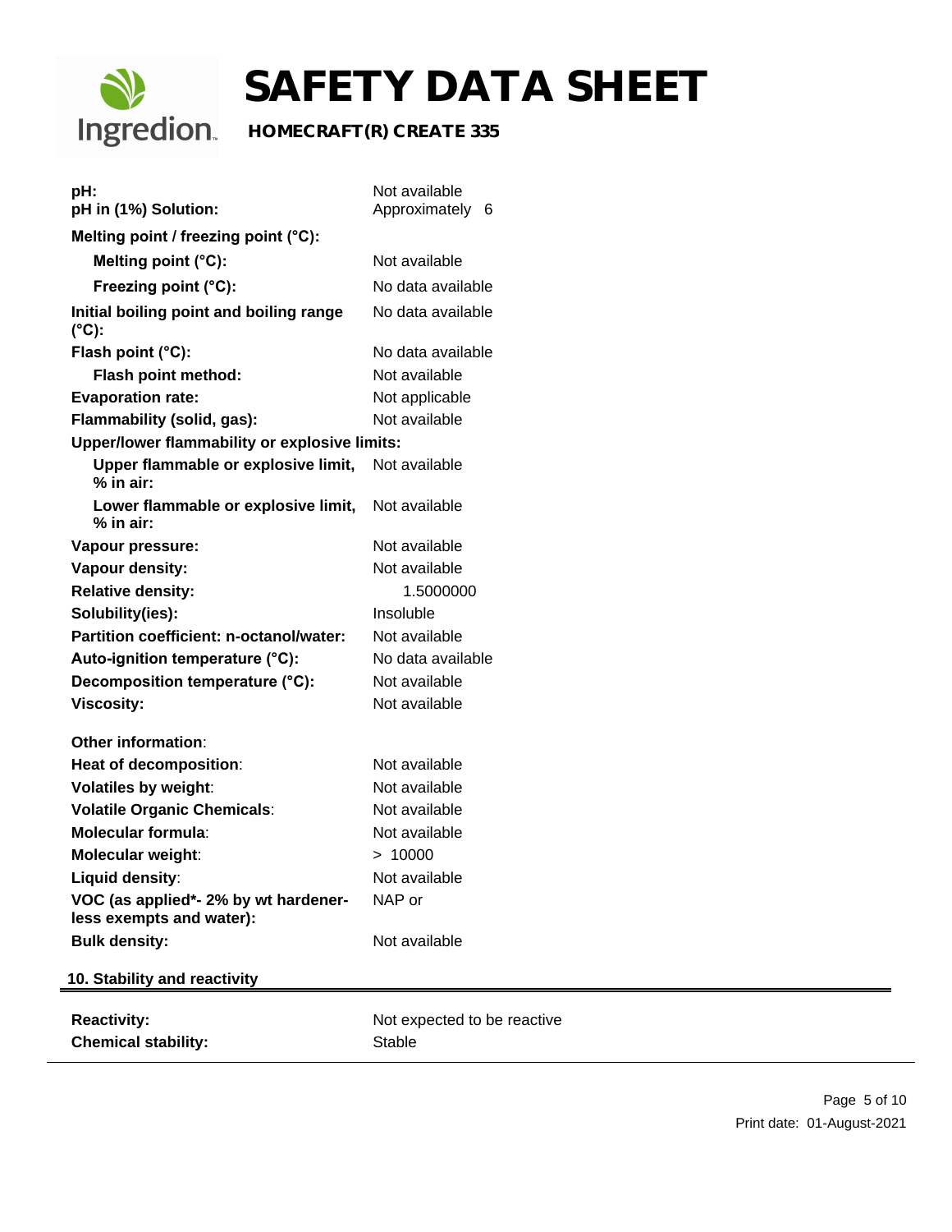| | |
|---|---|
| **pH:** | Not available |
| **pH in (1%) Solution:** | Approximately 6 |
| **Melting point / freezing point (°C):** | |
| **Melting point (°C):** | Not available |
| **Freezing point (°C):** | No data available |
| **Initial boiling point and boiling range (°C):** | No data available |
| **Flash point (°C):** | No data available |
| **Flash point method:** | Not available |
| **Evaporation rate:** | Not applicable |
| **Flammability (solid, gas):** | Not available |
| **Upper/lower flammability or explosive limits:** | |
| **Upper flammable or explosive limit, % in air:** | Not available |
| **Lower flammable or explosive limit, % in air:** | Not available |
| **Vapour pressure:** | Not available |
| **Vapour density:** | Not available |
| **Relative density:** | 1.5000000 |
| **Solubility(ies):** | Insoluble |
| **Partition coefficient: n-octanol/water:** | Not available |
| **Auto-ignition temperature (°C):** | No data available |
| **Decomposition temperature (°C):** | Not available |
| **Viscosity:** | Not available |

| | |
|---|---|
| **Other information**: | |
| **Heat of decomposition**: | Not available |
| **Volatiles by weight**: | Not available |
| **Volatile Organic Chemicals**: | Not available |
| **Molecular formula**: | Not available |
| **Molecular weight**: | > 10000 |
| **Liquid density**: | Not available |
| **VOC (as applied*- 2% by wt hardener-less exempts and water):** | NAP or |
| **Bulk density:** | Not available |

## 10. Stability and reactivity

| | |
|---|---|
| **Reactivity:** | Not expected to be reactive |
| **Chemical stability:** | Stable |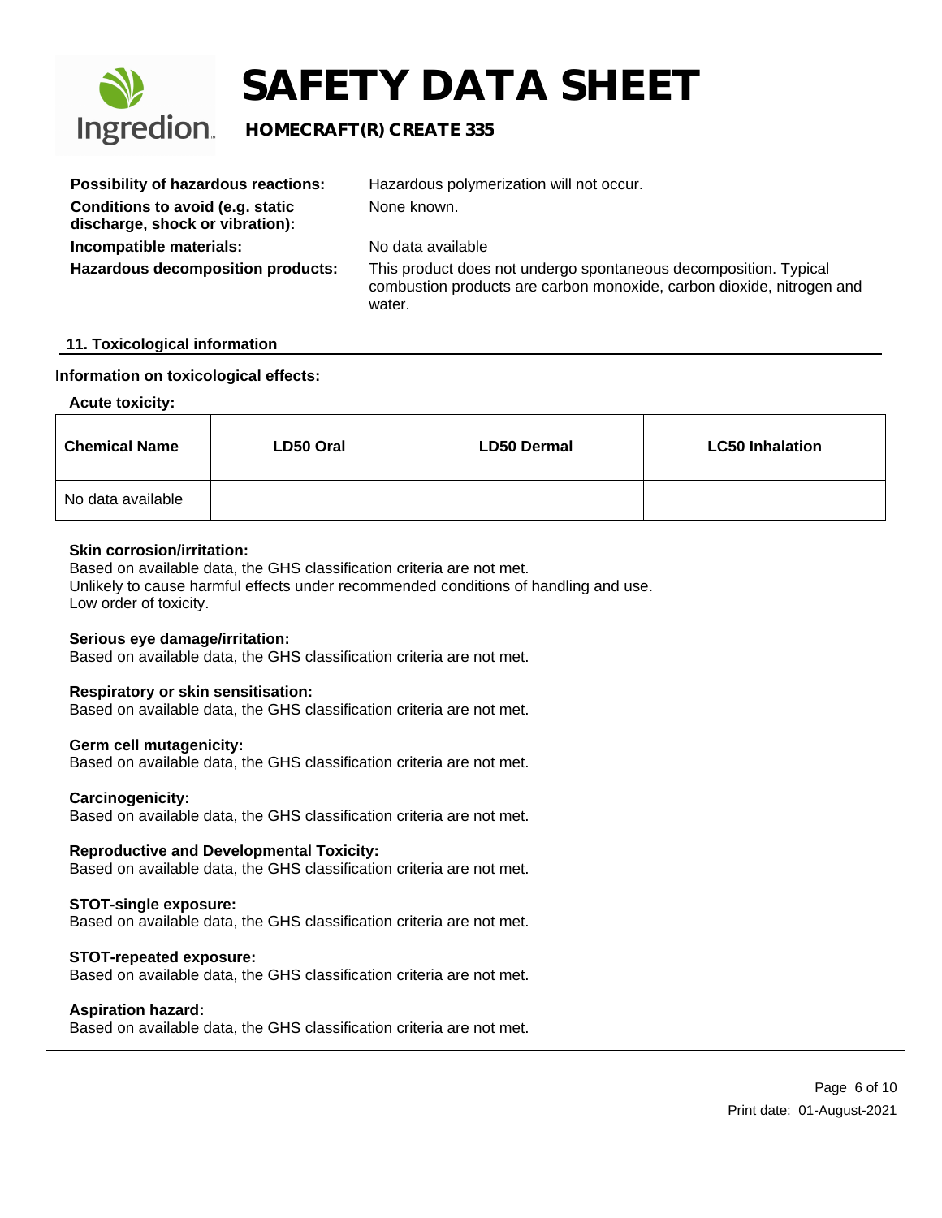| | |
|---|---|
| **Possibility of hazardous reactions:** | Hazardous polymerization will not occur. |
| **Conditions to avoid (e.g. static discharge, shock or vibration):** | None known. |
| **Incompatible materials:** | No data available |
| **Hazardous decomposition products:** | This product does not undergo spontaneous decomposition. Typical combustion products are carbon monoxide, carbon dioxide, nitrogen and water. |

## 11. Toxicological information

### Information on toxicological effects:

**Acute toxicity:**

| Chemical Name | LD50 Oral | LD50 Dermal | LC50 Inhalation |
|---|---|---|---|
| No data available | | | |

**Skin corrosion/irritation:**
Based on available data, the GHS classification criteria are not met.
Unlikely to cause harmful effects under recommended conditions of handling and use.
Low order of toxicity.

**Serious eye damage/irritation:**
Based on available data, the GHS classification criteria are not met.

**Respiratory or skin sensitisation:**
Based on available data, the GHS classification criteria are not met.

**Germ cell mutagenicity:**
Based on available data, the GHS classification criteria are not met.

**Carcinogenicity:**
Based on available data, the GHS classification criteria are not met.

**Reproductive and Developmental Toxicity:**
Based on available data, the GHS classification criteria are not met.

**STOT-single exposure:**
Based on available data, the GHS classification criteria are not met.

**STOT-repeated exposure:**
Based on available data, the GHS classification criteria are not met.

**Aspiration hazard:**
Based on available data, the GHS classification criteria are not met.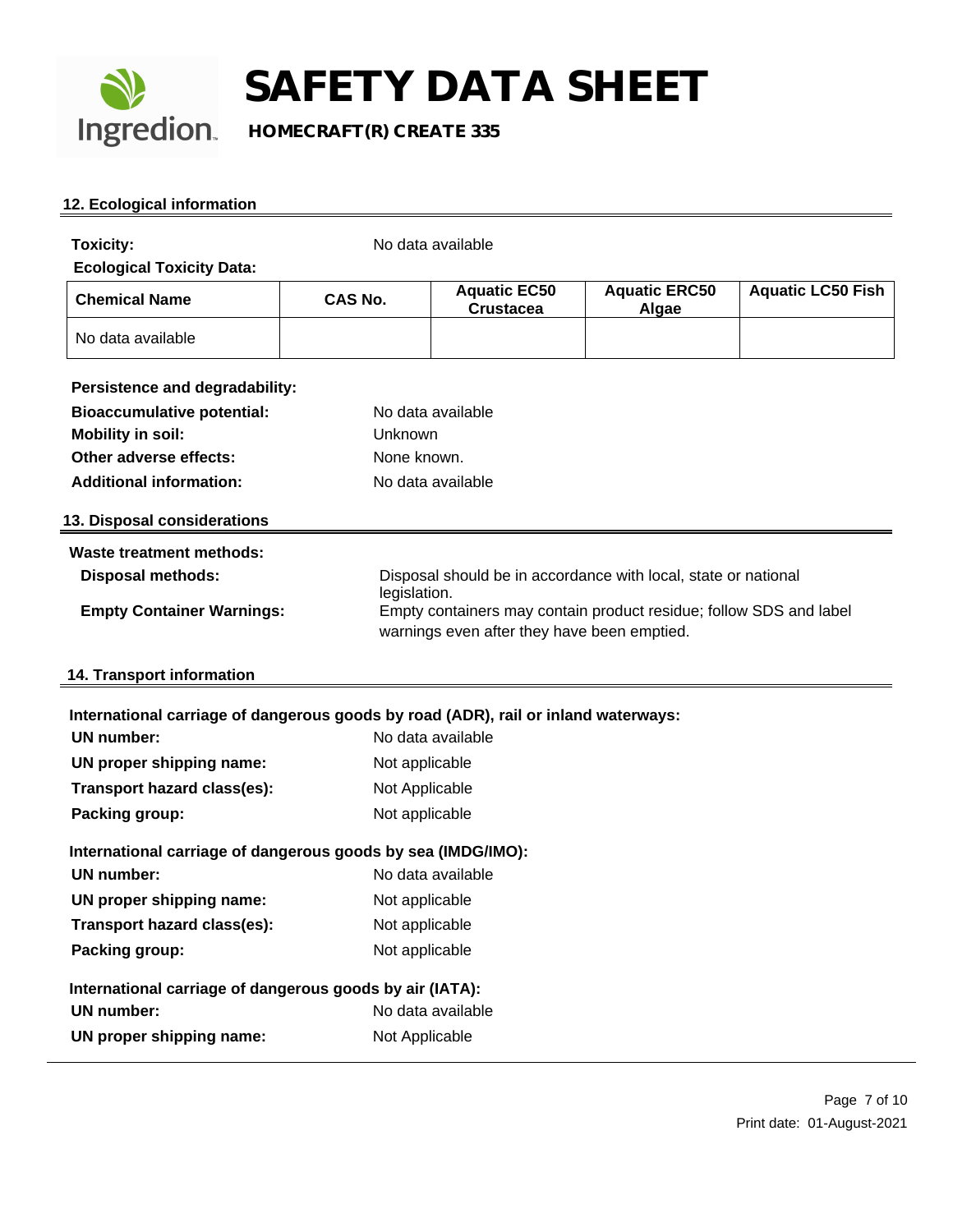## 12. Ecological information

**Toxicity:** No data available

**Ecological Toxicity Data:**

| Chemical Name | CAS No. | Aquatic EC50 Crustacea | Aquatic ERC50 Algae | Aquatic LC50 Fish |
|---|---|---|---|---|
| No data available | | | | |

**Persistence and degradability:**

**Bioaccumulative potential:** No data available

**Mobility in soil:** Unknown

**Other adverse effects:** None known.

**Additional information:** No data available

## 13. Disposal considerations

**Waste treatment methods:**

**Disposal methods:** Disposal should be in accordance with local, state or national legislation.

**Empty Container Warnings:** Empty containers may contain product residue; follow SDS and label warnings even after they have been emptied.

## 14. Transport information

**International carriage of dangerous goods by road (ADR), rail or inland waterways:**

**UN number:** No data available

**UN proper shipping name:** Not applicable

**Transport hazard class(es):** Not Applicable

**Packing group:** Not applicable

**International carriage of dangerous goods by sea (IMDG/IMO):**

**UN number:** No data available

**UN proper shipping name:** Not applicable

**Transport hazard class(es):** Not applicable

**Packing group:** Not applicable

**International carriage of dangerous goods by air (IATA):**

**UN number:** No data available

**UN proper shipping name:** Not Applicable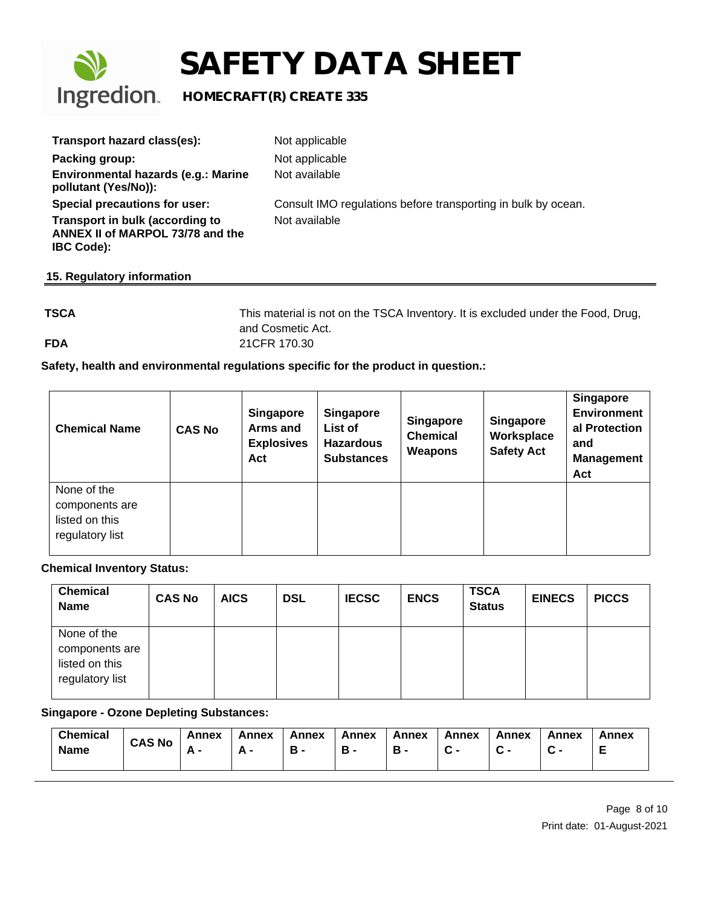| | |
|---|---|
| **Transport hazard class(es):** | Not applicable |
| **Packing group:** | Not applicable |
| **Environmental hazards (e.g.: Marine pollutant (Yes/No)):** | Not available |
| **Special precautions for user:** | Consult IMO regulations before transporting in bulk by ocean. |
| **Transport in bulk (according to ANNEX II of MARPOL 73/78 and the IBC Code):** | Not available |

## 15. Regulatory information

| | |
|---|---|
| **TSCA** | This material is not on the TSCA Inventory. It is excluded under the Food, Drug, and Cosmetic Act. |
| **FDA** | 21CFR 170.30 |

**Safety, health and environmental regulations specific for the product in question.:**

| Chemical Name | CAS No | Singapore Arms and Explosives Act | Singapore List of Hazardous Substances | Singapore Chemical Weapons | Singapore Workspace Safety Act | Singapore Environmental Protection and Management Act |
|---|---|---|---|---|---|---|
| None of the components are listed on this regulatory list | | | | | | |

**Chemical Inventory Status:**

| Chemical Name | CAS No | AICS | DSL | IECSC | ENCS | TSCA Status | EINECS | PICCS |
|---|---|---|---|---|---|---|---|---|
| None of the components are listed on this regulatory list | | | | | | | | |

**Singapore - Ozone Depleting Substances:**

| Chemical Name | CAS No | Annex A - | Annex A - | Annex B - | Annex B - | Annex B - | Annex C - | Annex C - | Annex C - | Annex E |
|---|---|---|---|---|---|---|---|---|---|---|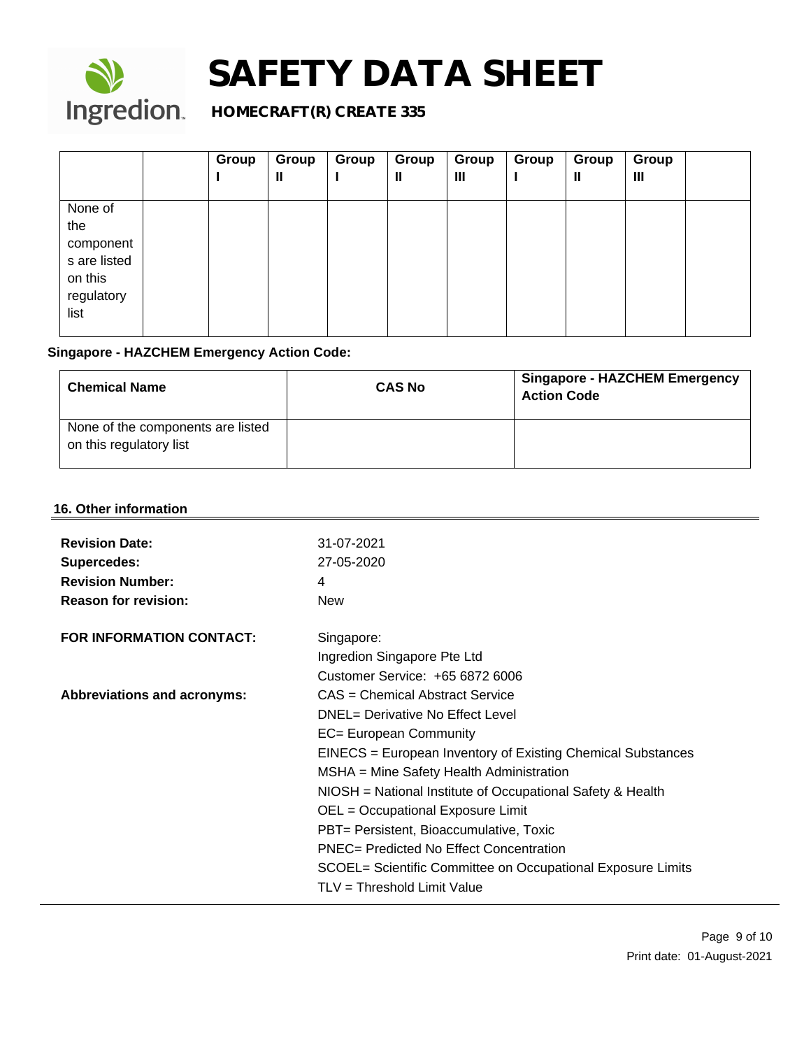|  |  | Group I | Group II | Group I | Group II | Group III | Group I | Group II | Group III |  |
|---|---|---|---|---|---|---|---|---|---|---|
| None of the components are listed on this regulatory list |  |  |  |  |  |  |  |  |  |  |

**Singapore - HAZCHEM Emergency Action Code:**

| Chemical Name | CAS No | Singapore - HAZCHEM Emergency Action Code |
|---|---|---|
| None of the components are listed on this regulatory list |  |  |

## 16. Other information

**Revision Date:** 31-07-2021
**Supercedes:** 27-05-2020
**Revision Number:** 4
**Reason for revision:** New

**FOR INFORMATION CONTACT:** Singapore:
Ingredion Singapore Pte Ltd
Customer Service: +65 6872 6006

**Abbreviations and acronyms:**
CAS = Chemical Abstract Service
DNEL= Derivative No Effect Level
EC= European Community
EINECS = European Inventory of Existing Chemical Substances
MSHA = Mine Safety Health Administration
NIOSH = National Institute of Occupational Safety & Health
OEL = Occupational Exposure Limit
PBT= Persistent, Bioaccumulative, Toxic
PNEC= Predicted No Effect Concentration
SCOEL= Scientific Committee on Occupational Exposure Limits
TLV = Threshold Limit Value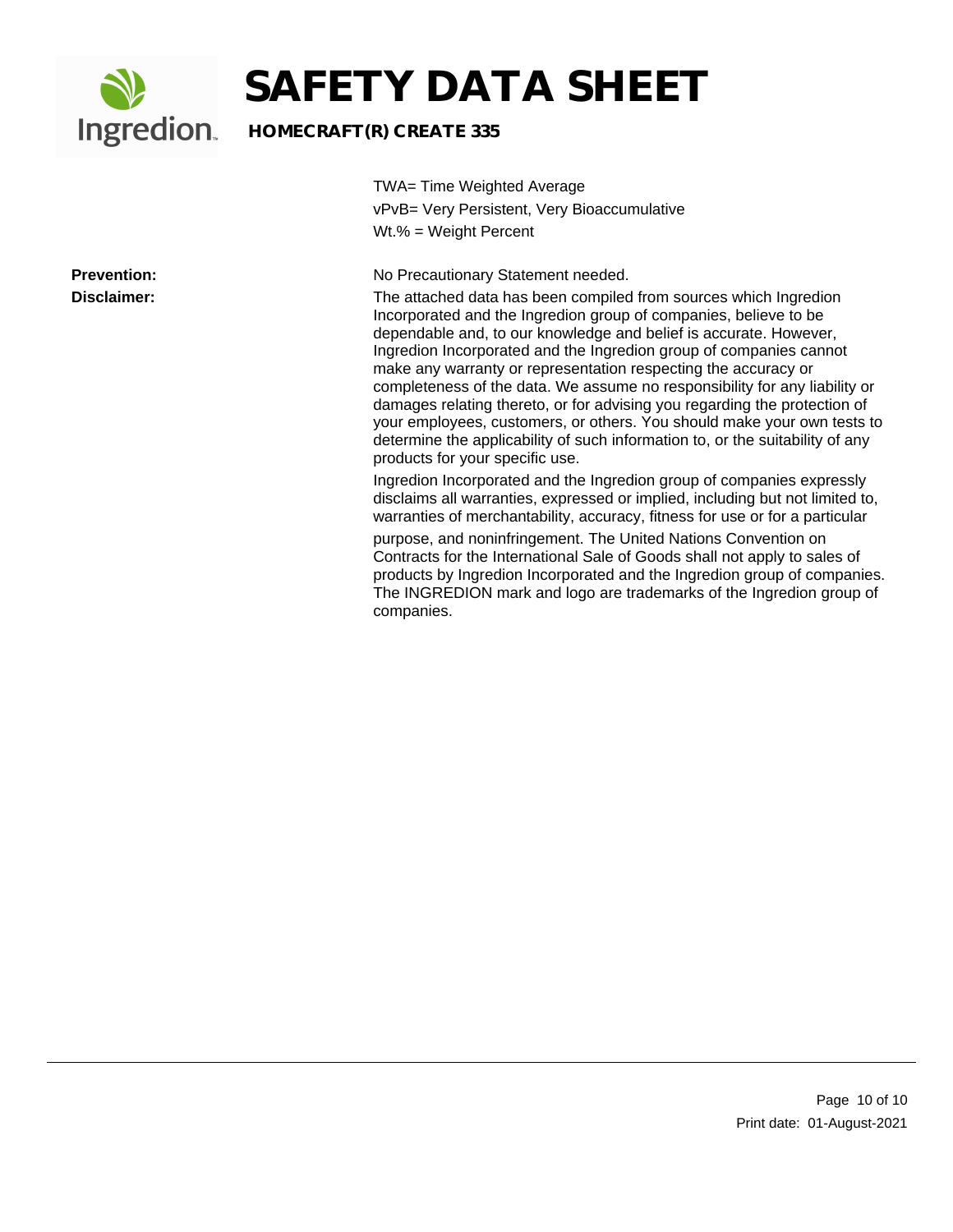TWA= Time Weighted Average

vPvB= Very Persistent, Very Bioaccumulative

Wt.% = Weight Percent

**Prevention:** No Precautionary Statement needed.

**Disclaimer:** The attached data has been compiled from sources which Ingredion Incorporated and the Ingredion group of companies, believe to be dependable and, to our knowledge and belief is accurate. However, Ingredion Incorporated and the Ingredion group of companies cannot make any warranty or representation respecting the accuracy or completeness of the data. We assume no responsibility for any liability or damages relating thereto, or for advising you regarding the protection of your employees, customers, or others. You should make your own tests to determine the applicability of such information to, or the suitability of any products for your specific use.

Ingredion Incorporated and the Ingredion group of companies expressly disclaims all warranties, expressed or implied, including but not limited to, warranties of merchantability, accuracy, fitness for use or for a particular purpose, and noninfringement. The United Nations Convention on Contracts for the International Sale of Goods shall not apply to sales of products by Ingredion Incorporated and the Ingredion group of companies. The INGREDION mark and logo are trademarks of the Ingredion group of companies.